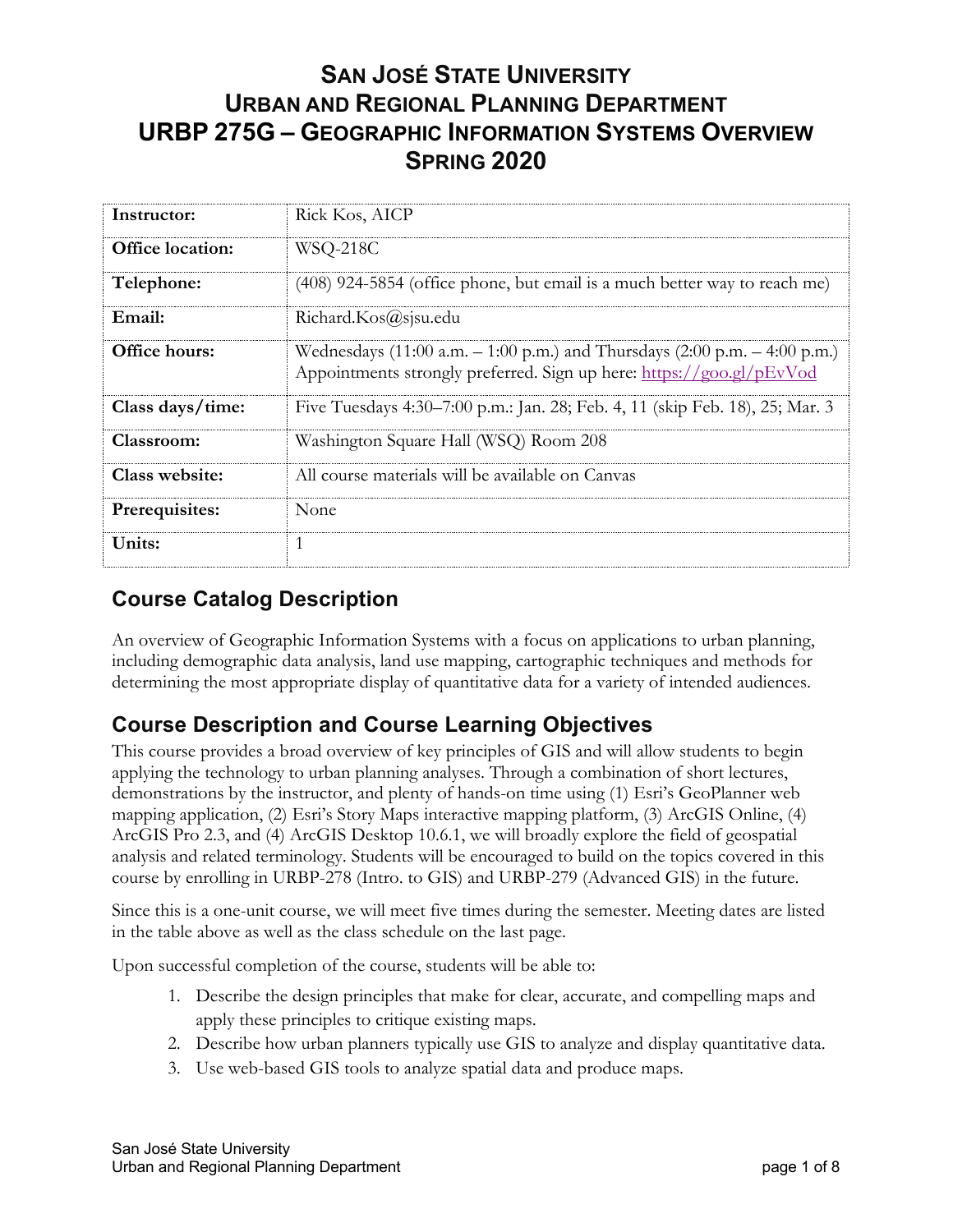# San José State University
# Urban and Regional Planning Department
# URBP 275G – Geographic Information Systems Overview
# Spring 2020

| | |
|---|---|
| **Instructor:** | Rick Kos, AICP |
| **Office location:** | WSQ-218C |
| **Telephone:** | (408) 924-5854 (office phone, but email is a much better way to reach me) |
| **Email:** | Richard.Kos@sjsu.edu |
| **Office hours:** | Wednesdays (11:00 a.m. – 1:00 p.m.) and Thursdays (2:00 p.m. – 4:00 p.m.) Appointments strongly preferred. Sign up here: https://goo.gl/pEvVod |
| **Class days/time:** | Five Tuesdays 4:30–7:00 p.m.: Jan. 28; Feb. 4, 11 (skip Feb. 18), 25; Mar. 3 |
| **Classroom:** | Washington Square Hall (WSQ) Room 208 |
| **Class website:** | All course materials will be available on Canvas |
| **Prerequisites:** | None |
| **Units:** | 1 |

## Course Catalog Description

An overview of Geographic Information Systems with a focus on applications to urban planning, including demographic data analysis, land use mapping, cartographic techniques and methods for determining the most appropriate display of quantitative data for a variety of intended audiences.

## Course Description and Course Learning Objectives

This course provides a broad overview of key principles of GIS and will allow students to begin applying the technology to urban planning analyses. Through a combination of short lectures, demonstrations by the instructor, and plenty of hands-on time using (1) Esri's GeoPlanner web mapping application, (2) Esri's Story Maps interactive mapping platform, (3) ArcGIS Online, (4) ArcGIS Pro 2.3, and (4) ArcGIS Desktop 10.6.1, we will broadly explore the field of geospatial analysis and related terminology. Students will be encouraged to build on the topics covered in this course by enrolling in URBP-278 (Intro. to GIS) and URBP-279 (Advanced GIS) in the future.

Since this is a one-unit course, we will meet five times during the semester. Meeting dates are listed in the table above as well as the class schedule on the last page.

Upon successful completion of the course, students will be able to:

1. Describe the design principles that make for clear, accurate, and compelling maps and apply these principles to critique existing maps.
2. Describe how urban planners typically use GIS to analyze and display quantitative data.
3. Use web-based GIS tools to analyze spatial data and produce maps.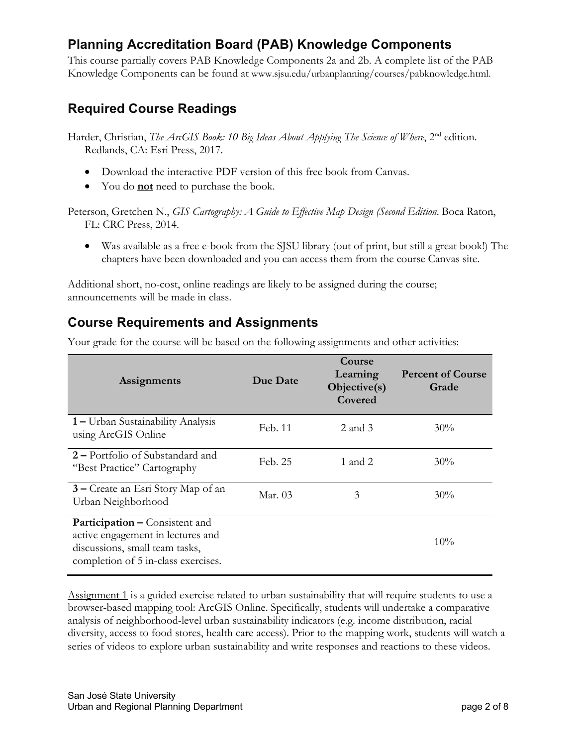## Planning Accreditation Board (PAB) Knowledge Components

This course partially covers PAB Knowledge Components 2a and 2b. A complete list of the PAB Knowledge Components can be found at www.sjsu.edu/urbanplanning/courses/pabknowledge.html.

## Required Course Readings

Harder, Christian, *The ArcGIS Book: 10 Big Ideas About Applying The Science of Where*, 2nd edition. Redlands, CA: Esri Press, 2017.

- Download the interactive PDF version of this free book from Canvas.
- You do <u>**not**</u> need to purchase the book.

Peterson, Gretchen N., *GIS Cartography: A Guide to Effective Map Design (Second Edition*. Boca Raton, FL: CRC Press, 2014.

- Was available as a free e-book from the SJSU library (out of print, but still a great book!) The chapters have been downloaded and you can access them from the course Canvas site.

Additional short, no-cost, online readings are likely to be assigned during the course; announcements will be made in class.

## Course Requirements and Assignments

Your grade for the course will be based on the following assignments and other activities:

| Assignments | Due Date | Course Learning Objective(s) Covered | Percent of Course Grade |
|---|---|---|---|
| **1 –** Urban Sustainability Analysis using ArcGIS Online | Feb. 11 | 2 and 3 | 30% |
| **2 –** Portfolio of Substandard and "Best Practice" Cartography | Feb. 25 | 1 and 2 | 30% |
| **3 –** Create an Esri Story Map of an Urban Neighborhood | Mar. 03 | 3 | 30% |
| **Participation –** Consistent and active engagement in lectures and discussions, small team tasks, completion of 5 in-class exercises. | | | 10% |

<u>Assignment 1</u> is a guided exercise related to urban sustainability that will require students to use a browser-based mapping tool: ArcGIS Online. Specifically, students will undertake a comparative analysis of neighborhood-level urban sustainability indicators (e.g. income distribution, racial diversity, access to food stores, health care access). Prior to the mapping work, students will watch a series of videos to explore urban sustainability and write responses and reactions to these videos.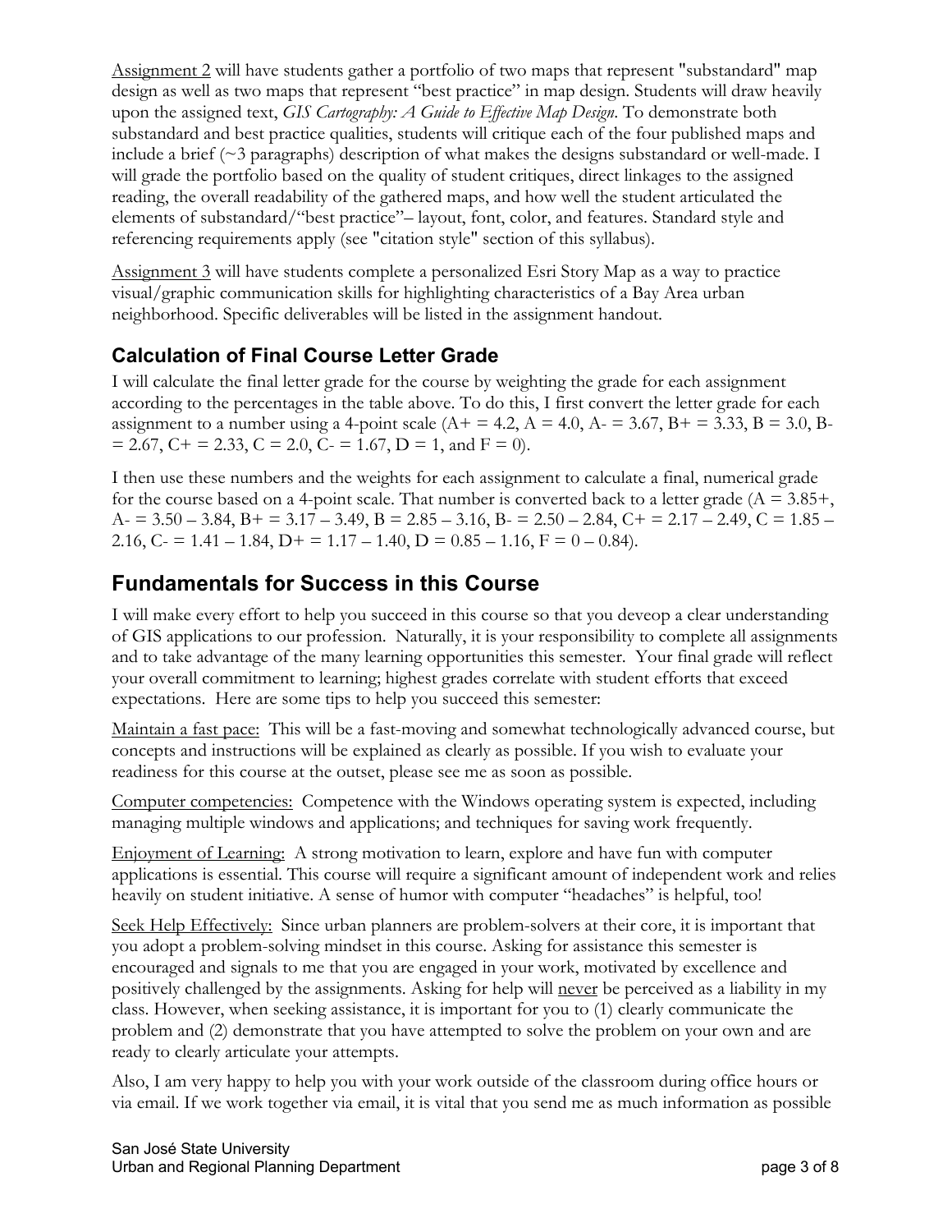<u>Assignment 2</u> will have students gather a portfolio of two maps that represent "substandard" map design as well as two maps that represent "best practice" in map design. Students will draw heavily upon the assigned text, *GIS Cartography: A Guide to Effective Map Design*. To demonstrate both substandard and best practice qualities, students will critique each of the four published maps and include a brief (~3 paragraphs) description of what makes the designs substandard or well-made. I will grade the portfolio based on the quality of student critiques, direct linkages to the assigned reading, the overall readability of the gathered maps, and how well the student articulated the elements of substandard/"best practice"– layout, font, color, and features. Standard style and referencing requirements apply (see "citation style" section of this syllabus).

<u>Assignment 3</u> will have students complete a personalized Esri Story Map as a way to practice visual/graphic communication skills for highlighting characteristics of a Bay Area urban neighborhood. Specific deliverables will be listed in the assignment handout.

### Calculation of Final Course Letter Grade

I will calculate the final letter grade for the course by weighting the grade for each assignment according to the percentages in the table above. To do this, I first convert the letter grade for each assignment to a number using a 4-point scale (A+ = 4.2, A = 4.0, A- = 3.67, B+ = 3.33, B = 3.0, B- = 2.67, C+ = 2.33, C = 2.0, C- = 1.67, D = 1, and F = 0).

I then use these numbers and the weights for each assignment to calculate a final, numerical grade for the course based on a 4-point scale. That number is converted back to a letter grade (A = 3.85+, A- = 3.50 – 3.84, B+ = 3.17 – 3.49, B = 2.85 – 3.16, B- = 2.50 – 2.84, C+ = 2.17 – 2.49, C = 1.85 – 2.16, C- = 1.41 – 1.84, D+ = 1.17 – 1.40, D = 0.85 – 1.16, F = 0 – 0.84).

## Fundamentals for Success in this Course

I will make every effort to help you succeed in this course so that you deveop a clear understanding of GIS applications to our profession. Naturally, it is your responsibility to complete all assignments and to take advantage of the many learning opportunities this semester. Your final grade will reflect your overall commitment to learning; highest grades correlate with student efforts that exceed expectations. Here are some tips to help you succeed this semester:

<u>Maintain a fast pace:</u> This will be a fast-moving and somewhat technologically advanced course, but concepts and instructions will be explained as clearly as possible. If you wish to evaluate your readiness for this course at the outset, please see me as soon as possible.

<u>Computer competencies:</u> Competence with the Windows operating system is expected, including managing multiple windows and applications; and techniques for saving work frequently.

<u>Enjoyment of Learning:</u> A strong motivation to learn, explore and have fun with computer applications is essential. This course will require a significant amount of independent work and relies heavily on student initiative. A sense of humor with computer "headaches" is helpful, too!

<u>Seek Help Effectively:</u> Since urban planners are problem-solvers at their core, it is important that you adopt a problem-solving mindset in this course. Asking for assistance this semester is encouraged and signals to me that you are engaged in your work, motivated by excellence and positively challenged by the assignments. Asking for help will <u>never</u> be perceived as a liability in my class. However, when seeking assistance, it is important for you to (1) clearly communicate the problem and (2) demonstrate that you have attempted to solve the problem on your own and are ready to clearly articulate your attempts.

Also, I am very happy to help you with your work outside of the classroom during office hours or via email. If we work together via email, it is vital that you send me as much information as possible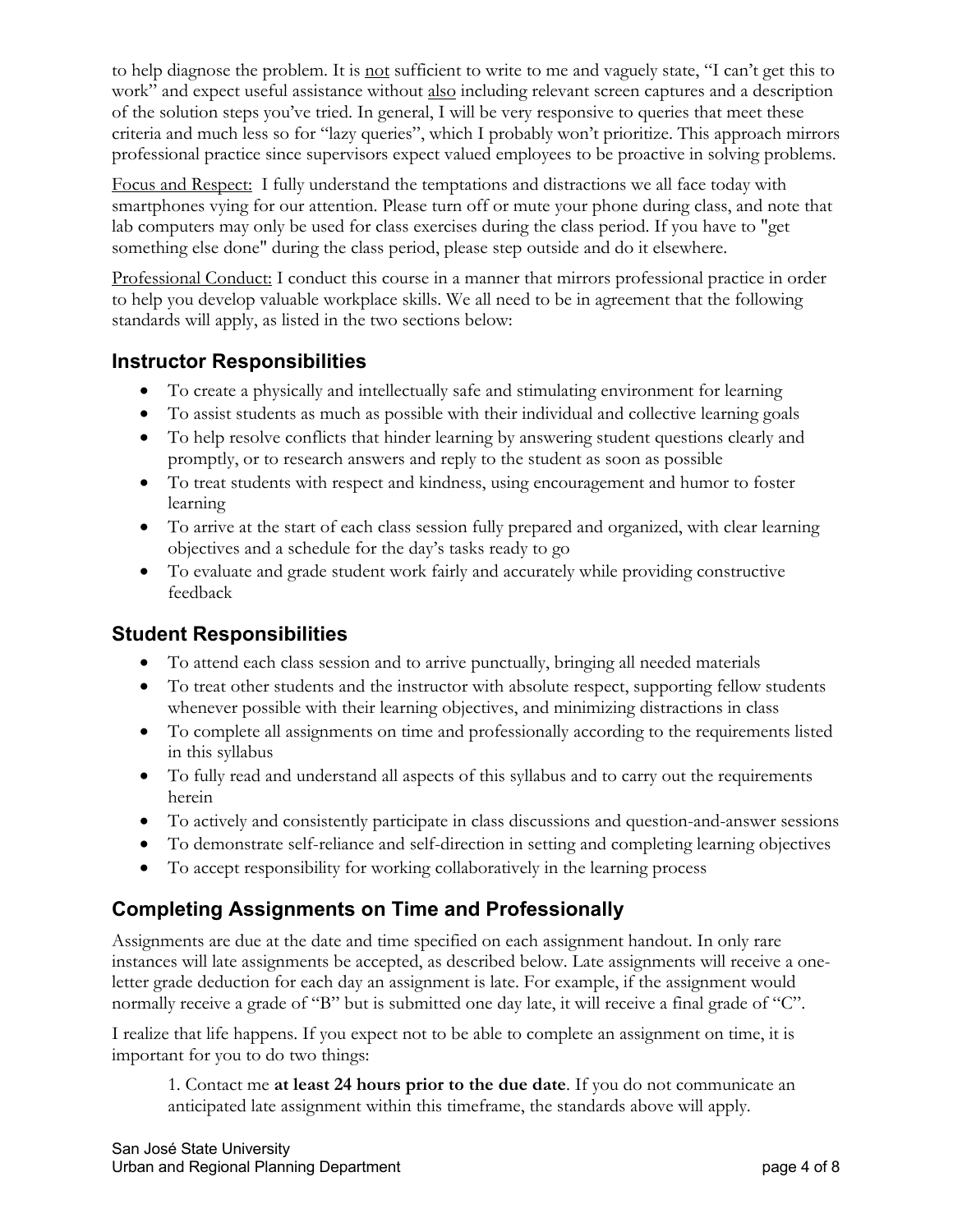to help diagnose the problem. It is <u>not</u> sufficient to write to me and vaguely state, "I can't get this to work" and expect useful assistance without <u>also</u> including relevant screen captures and a description of the solution steps you've tried. In general, I will be very responsive to queries that meet these criteria and much less so for "lazy queries", which I probably won't prioritize. This approach mirrors professional practice since supervisors expect valued employees to be proactive in solving problems.

<u>Focus and Respect:</u> I fully understand the temptations and distractions we all face today with smartphones vying for our attention. Please turn off or mute your phone during class, and note that lab computers may only be used for class exercises during the class period. If you have to "get something else done" during the class period, please step outside and do it elsewhere.

<u>Professional Conduct:</u> I conduct this course in a manner that mirrors professional practice in order to help you develop valuable workplace skills. We all need to be in agreement that the following standards will apply, as listed in the two sections below:

## Instructor Responsibilities

- To create a physically and intellectually safe and stimulating environment for learning
- To assist students as much as possible with their individual and collective learning goals
- To help resolve conflicts that hinder learning by answering student questions clearly and promptly, or to research answers and reply to the student as soon as possible
- To treat students with respect and kindness, using encouragement and humor to foster learning
- To arrive at the start of each class session fully prepared and organized, with clear learning objectives and a schedule for the day's tasks ready to go
- To evaluate and grade student work fairly and accurately while providing constructive feedback

## Student Responsibilities

- To attend each class session and to arrive punctually, bringing all needed materials
- To treat other students and the instructor with absolute respect, supporting fellow students whenever possible with their learning objectives, and minimizing distractions in class
- To complete all assignments on time and professionally according to the requirements listed in this syllabus
- To fully read and understand all aspects of this syllabus and to carry out the requirements herein
- To actively and consistently participate in class discussions and question-and-answer sessions
- To demonstrate self-reliance and self-direction in setting and completing learning objectives
- To accept responsibility for working collaboratively in the learning process

## Completing Assignments on Time and Professionally

Assignments are due at the date and time specified on each assignment handout. In only rare instances will late assignments be accepted, as described below. Late assignments will receive a one-letter grade deduction for each day an assignment is late. For example, if the assignment would normally receive a grade of "B" but is submitted one day late, it will receive a final grade of "C".

I realize that life happens. If you expect not to be able to complete an assignment on time, it is important for you to do two things:

1. Contact me **at least 24 hours prior to the due date**. If you do not communicate an anticipated late assignment within this timeframe, the standards above will apply.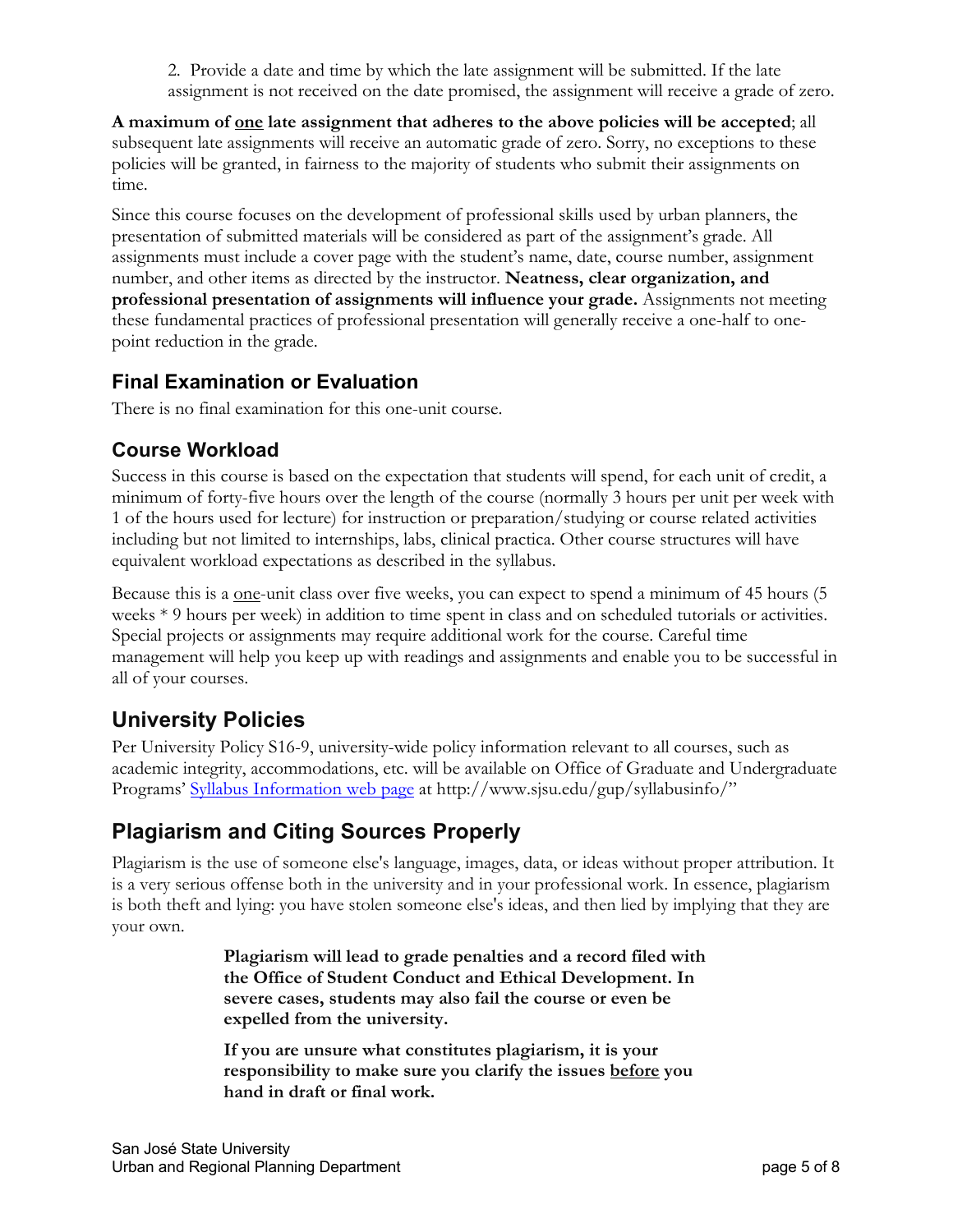2. Provide a date and time by which the late assignment will be submitted. If the late assignment is not received on the date promised, the assignment will receive a grade of zero.

**A maximum of <u>one</u> late assignment that adheres to the above policies will be accepted**; all subsequent late assignments will receive an automatic grade of zero. Sorry, no exceptions to these policies will be granted, in fairness to the majority of students who submit their assignments on time.

Since this course focuses on the development of professional skills used by urban planners, the presentation of submitted materials will be considered as part of the assignment's grade. All assignments must include a cover page with the student's name, date, course number, assignment number, and other items as directed by the instructor. **Neatness, clear organization, and professional presentation of assignments will influence your grade.** Assignments not meeting these fundamental practices of professional presentation will generally receive a one-half to one-point reduction in the grade.

### Final Examination or Evaluation

There is no final examination for this one-unit course.

### Course Workload

Success in this course is based on the expectation that students will spend, for each unit of credit, a minimum of forty-five hours over the length of the course (normally 3 hours per unit per week with 1 of the hours used for lecture) for instruction or preparation/studying or course related activities including but not limited to internships, labs, clinical practica. Other course structures will have equivalent workload expectations as described in the syllabus.

Because this is a <u>one</u>-unit class over five weeks, you can expect to spend a minimum of 45 hours (5 weeks * 9 hours per week) in addition to time spent in class and on scheduled tutorials or activities. Special projects or assignments may require additional work for the course. Careful time management will help you keep up with readings and assignments and enable you to be successful in all of your courses.

## University Policies

Per University Policy S16-9, university-wide policy information relevant to all courses, such as academic integrity, accommodations, etc. will be available on Office of Graduate and Undergraduate Programs' [Syllabus Information web page](http://www.sjsu.edu/gup/syllabusinfo/) at http://www.sjsu.edu/gup/syllabusinfo/"

## Plagiarism and Citing Sources Properly

Plagiarism is the use of someone else's language, images, data, or ideas without proper attribution. It is a very serious offense both in the university and in your professional work. In essence, plagiarism is both theft and lying: you have stolen someone else's ideas, and then lied by implying that they are your own.

> **Plagiarism will lead to grade penalties and a record filed with the Office of Student Conduct and Ethical Development. In severe cases, students may also fail the course or even be expelled from the university.**
>
> **If you are unsure what constitutes plagiarism, it is your responsibility to make sure you clarify the issues <u>before</u> you hand in draft or final work.**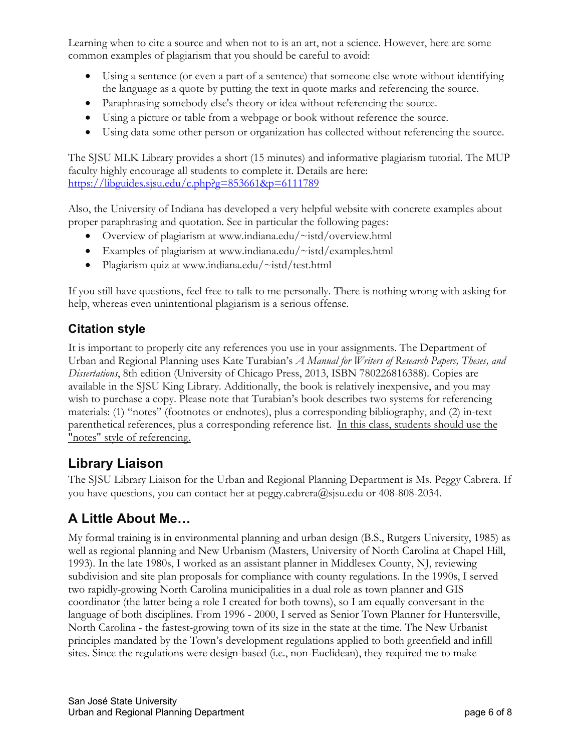Learning when to cite a source and when not to is an art, not a science. However, here are some common examples of plagiarism that you should be careful to avoid:

- Using a sentence (or even a part of a sentence) that someone else wrote without identifying the language as a quote by putting the text in quote marks and referencing the source.
- Paraphrasing somebody else's theory or idea without referencing the source.
- Using a picture or table from a webpage or book without reference the source.
- Using data some other person or organization has collected without referencing the source.

The SJSU MLK Library provides a short (15 minutes) and informative plagiarism tutorial. The MUP faculty highly encourage all students to complete it. Details are here: [https://libguides.sjsu.edu/c.php?g=853661&p=6111789](https://libguides.sjsu.edu/c.php?g=853661&p=6111789)

Also, the University of Indiana has developed a very helpful website with concrete examples about proper paraphrasing and quotation. See in particular the following pages:

- Overview of plagiarism at www.indiana.edu/~istd/overview.html
- Examples of plagiarism at www.indiana.edu/~istd/examples.html
- Plagiarism quiz at www.indiana.edu/~istd/test.html

If you still have questions, feel free to talk to me personally. There is nothing wrong with asking for help, whereas even unintentional plagiarism is a serious offense.

## Citation style

It is important to properly cite any references you use in your assignments. The Department of Urban and Regional Planning uses Kate Turabian's *A Manual for Writers of Research Papers, Theses, and Dissertations*, 8th edition (University of Chicago Press, 2013, ISBN 780226816388). Copies are available in the SJSU King Library. Additionally, the book is relatively inexpensive, and you may wish to purchase a copy. Please note that Turabian's book describes two systems for referencing materials: (1) "notes" (footnotes or endnotes), plus a corresponding bibliography, and (2) in-text parenthetical references, plus a corresponding reference list. <u>In this class, students should use the "notes" style of referencing.</u>

## Library Liaison

The SJSU Library Liaison for the Urban and Regional Planning Department is Ms. Peggy Cabrera. If you have questions, you can contact her at peggy.cabrera@sjsu.edu or 408-808-2034.

## A Little About Me…

My formal training is in environmental planning and urban design (B.S., Rutgers University, 1985) as well as regional planning and New Urbanism (Masters, University of North Carolina at Chapel Hill, 1993). In the late 1980s, I worked as an assistant planner in Middlesex County, NJ, reviewing subdivision and site plan proposals for compliance with county regulations. In the 1990s, I served two rapidly-growing North Carolina municipalities in a dual role as town planner and GIS coordinator (the latter being a role I created for both towns), so I am equally conversant in the language of both disciplines. From 1996 - 2000, I served as Senior Town Planner for Huntersville, North Carolina - the fastest-growing town of its size in the state at the time. The New Urbanist principles mandated by the Town's development regulations applied to both greenfield and infill sites. Since the regulations were design-based (i.e., non-Euclidean), they required me to make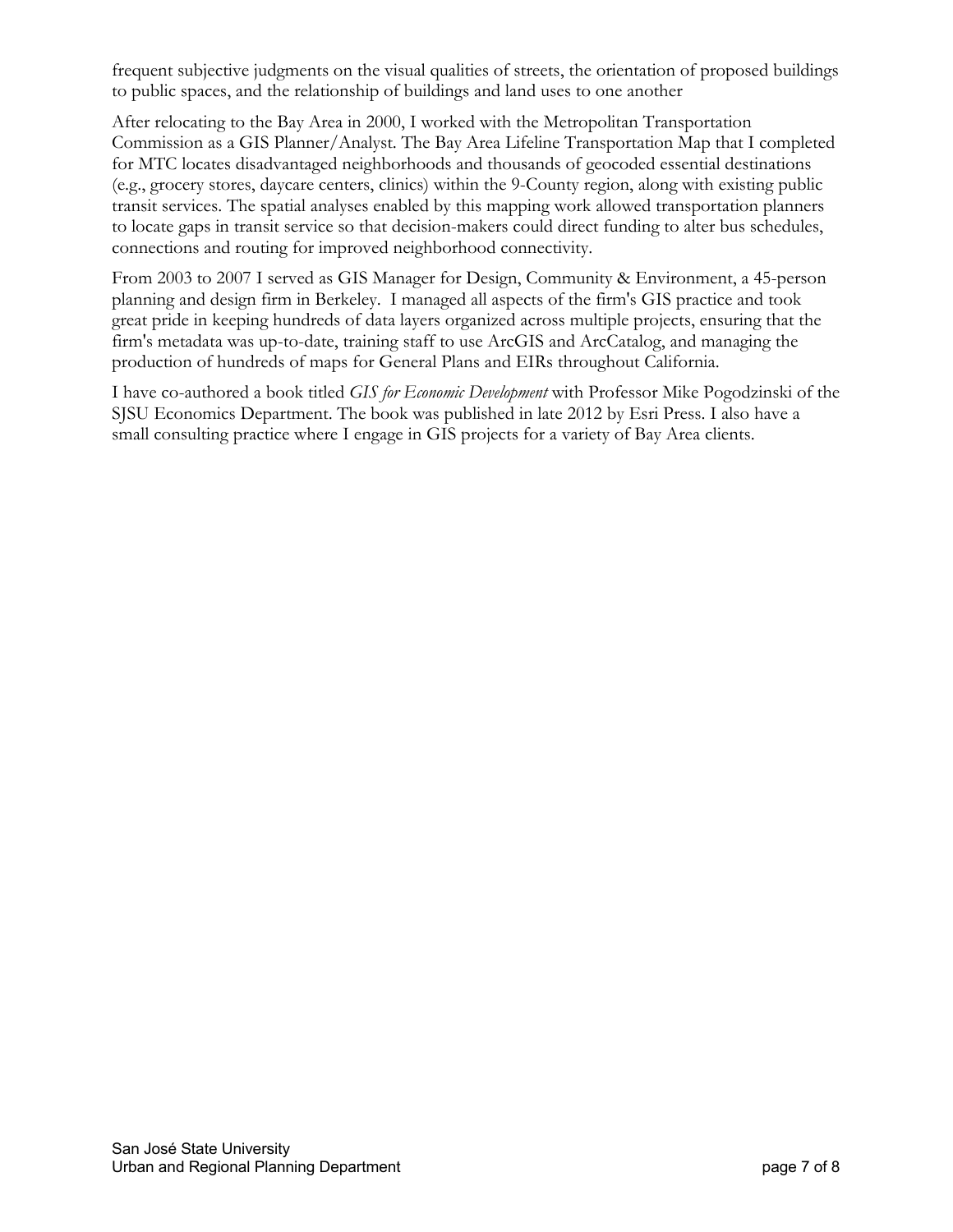frequent subjective judgments on the visual qualities of streets, the orientation of proposed buildings to public spaces, and the relationship of buildings and land uses to one another

After relocating to the Bay Area in 2000, I worked with the Metropolitan Transportation Commission as a GIS Planner/Analyst. The Bay Area Lifeline Transportation Map that I completed for MTC locates disadvantaged neighborhoods and thousands of geocoded essential destinations (e.g., grocery stores, daycare centers, clinics) within the 9-County region, along with existing public transit services. The spatial analyses enabled by this mapping work allowed transportation planners to locate gaps in transit service so that decision-makers could direct funding to alter bus schedules, connections and routing for improved neighborhood connectivity.

From 2003 to 2007 I served as GIS Manager for Design, Community & Environment, a 45-person planning and design firm in Berkeley. I managed all aspects of the firm's GIS practice and took great pride in keeping hundreds of data layers organized across multiple projects, ensuring that the firm's metadata was up-to-date, training staff to use ArcGIS and ArcCatalog, and managing the production of hundreds of maps for General Plans and EIRs throughout California.

I have co-authored a book titled *GIS for Economic Development* with Professor Mike Pogodzinski of the SJSU Economics Department. The book was published in late 2012 by Esri Press. I also have a small consulting practice where I engage in GIS projects for a variety of Bay Area clients.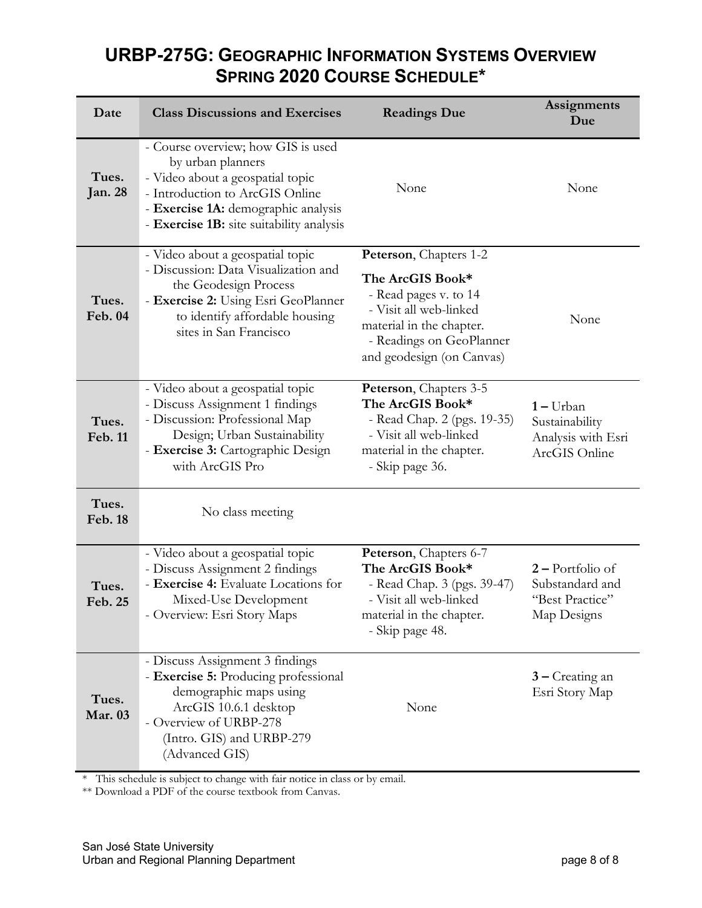# URBP-275G: GEOGRAPHIC INFORMATION SYSTEMS OVERVIEW SPRING 2020 COURSE SCHEDULE*

| Date | Class Discussions and Exercises | Readings Due | Assignments Due |
| --- | --- | --- | --- |
| **Tues. Jan. 28** | - Course overview; how GIS is used by urban planners<br>- Video about a geospatial topic<br>- Introduction to ArcGIS Online<br>- **Exercise 1A:** demographic analysis<br>- **Exercise 1B:** site suitability analysis | None | None |
| **Tues. Feb. 04** | - Video about a geospatial topic<br>- Discussion: Data Visualization and the Geodesign Process<br>- **Exercise 2:** Using Esri GeoPlanner to identify affordable housing sites in San Francisco | **Peterson**, Chapters 1-2<br>**The ArcGIS Book***<br>- Read pages v. to 14<br>- Visit all web-linked material in the chapter.<br>- Readings on GeoPlanner and geodesign (on Canvas) | None |
| **Tues. Feb. 11** | - Video about a geospatial topic<br>- Discuss Assignment 1 findings<br>- Discussion: Professional Map Design; Urban Sustainability<br>- **Exercise 3:** Cartographic Design with ArcGIS Pro | **Peterson**, Chapters 3-5<br>**The ArcGIS Book***<br>- Read Chap. 2 (pgs. 19-35)<br>- Visit all web-linked material in the chapter.<br>- Skip page 36. | **1 –** Urban Sustainability Analysis with Esri ArcGIS Online |
| **Tues. Feb. 18** | No class meeting | | |
| **Tues. Feb. 25** | - Video about a geospatial topic<br>- Discuss Assignment 2 findings<br>- **Exercise 4:** Evaluate Locations for Mixed-Use Development<br>- Overview: Esri Story Maps | **Peterson**, Chapters 6-7<br>**The ArcGIS Book***<br>- Read Chap. 3 (pgs. 39-47)<br>- Visit all web-linked material in the chapter.<br>- Skip page 48. | **2 –** Portfolio of Substandard and "Best Practice" Map Designs |
| **Tues. Mar. 03** | - Discuss Assignment 3 findings<br>- **Exercise 5:** Producing professional demographic maps using ArcGIS 10.6.1 desktop<br>- Overview of URBP-278 (Intro. GIS) and URBP-279 (Advanced GIS) | None | **3 –** Creating an Esri Story Map |

\* This schedule is subject to change with fair notice in class or by email.

** Download a PDF of the course textbook from Canvas.

San José State University
Urban and Regional Planning Department